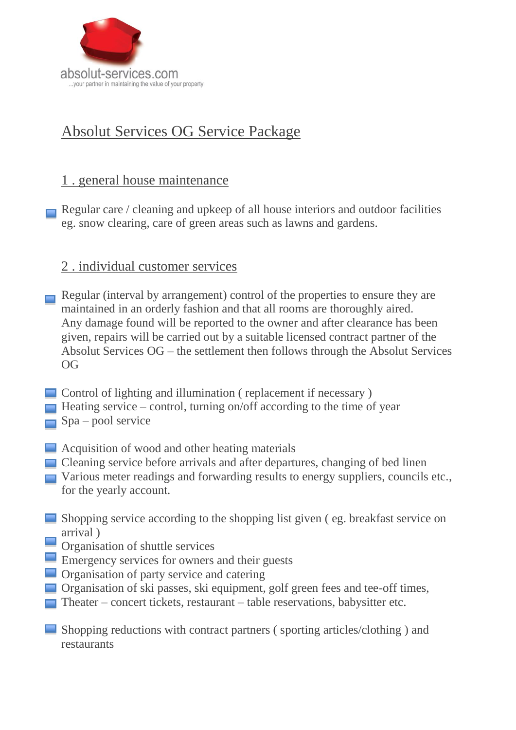absolut-services.com
...your partner in maintaining the value of your property

# Absolut Services OG Service Package

## 1 . general house maintenance

- Regular care / cleaning and upkeep of all house interiors and outdoor facilities eg. snow clearing, care of green areas such as lawns and gardens.

## 2 . individual customer services

- Regular (interval by arrangement) control of the properties to ensure they are maintained in an orderly fashion and that all rooms are thoroughly aired. Any damage found will be reported to the owner and after clearance has been given, repairs will be carried out by a suitable licensed contract partner of the Absolut Services OG – the settlement then follows through the Absolut Services OG

- Control of lighting and illumination ( replacement if necessary )
- Heating service – control, turning on/off according to the time of year
- Spa – pool service

- Acquisition of wood and other heating materials
- Cleaning service before arrivals and after departures, changing of bed linen
- Various meter readings and forwarding results to energy suppliers, councils etc., for the yearly account.

- Shopping service according to the shopping list given ( eg. breakfast service on arrival )
- Organisation of shuttle services
- Emergency services for owners and their guests
- Organisation of party service and catering
- Organisation of ski passes, ski equipment, golf green fees and tee-off times,
- Theater – concert tickets, restaurant – table reservations, babysitter etc.

- Shopping reductions with contract partners ( sporting articles/clothing ) and restaurants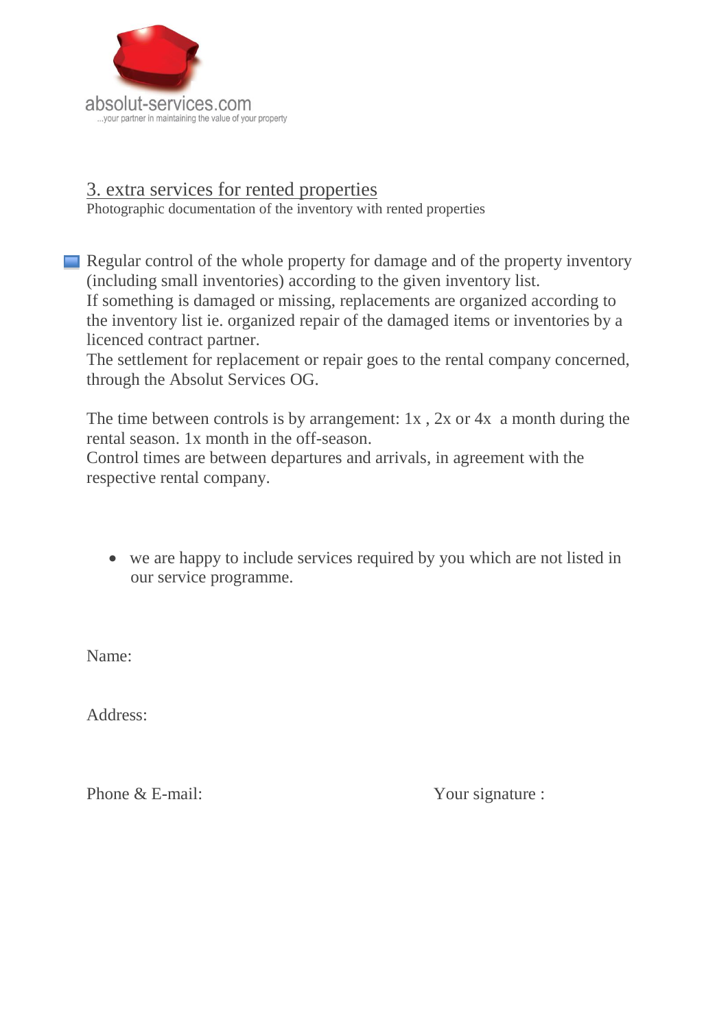absolut-services.com
...your partner in maintaining the value of your property

## 3. extra services for rented properties

Photographic documentation of the inventory with rented properties

- Regular control of the whole property for damage and of the property inventory (including small inventories) according to the given inventory list.
  If something is damaged or missing, replacements are organized according to the inventory list ie. organized repair of the damaged items or inventories by a licenced contract partner.
  The settlement for replacement or repair goes to the rental company concerned, through the Absolut Services OG.

  The time between controls is by arrangement: 1x , 2x or 4x a month during the rental season. 1x month in the off-season.
  Control times are between departures and arrivals, in agreement with the respective rental company.

- we are happy to include services required by you which are not listed in our service programme.

Name:

Address:

Phone & E-mail: Your signature :